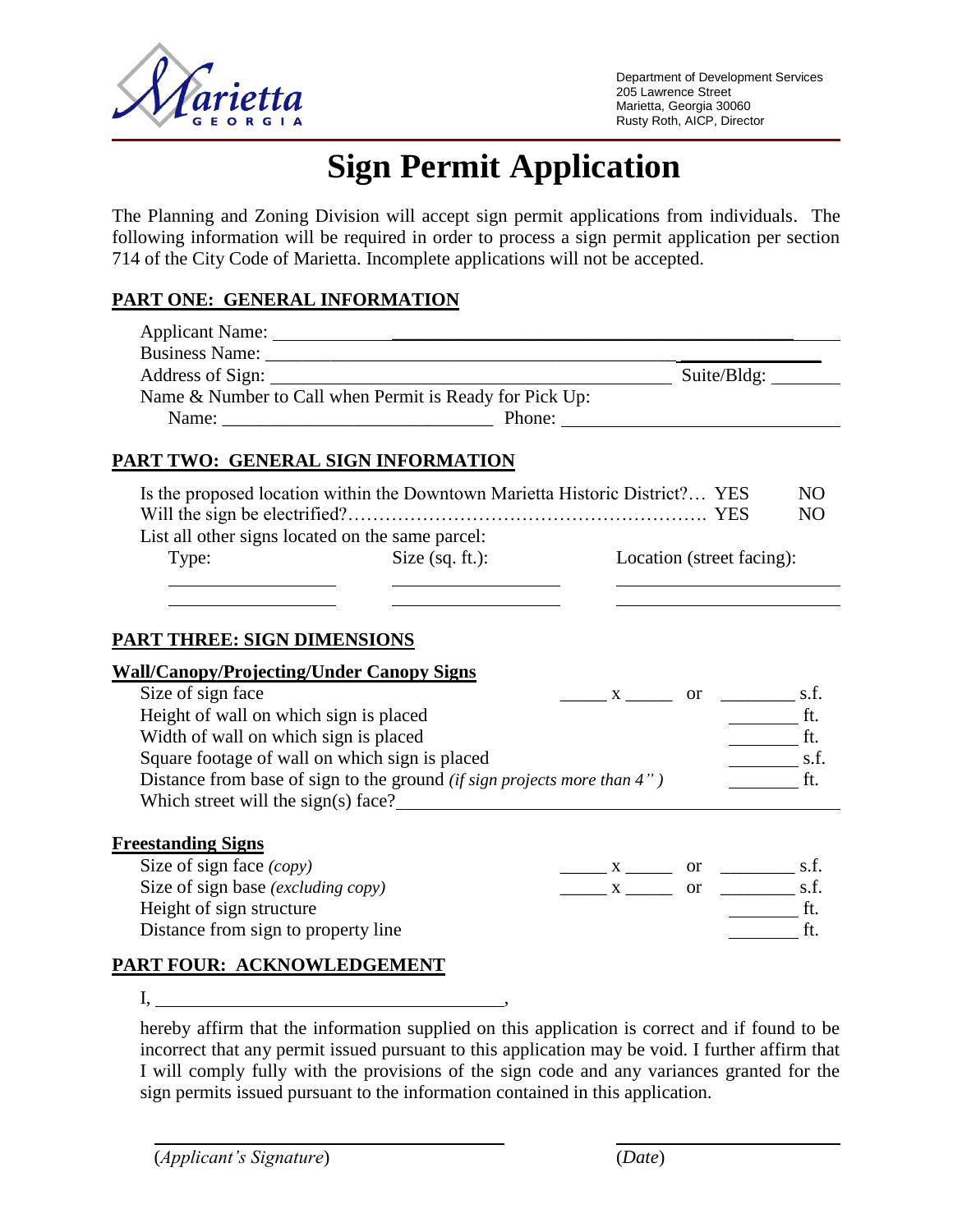Department of Development Services
205 Lawrence Street
Marietta, Georgia 30060
Rusty Roth, AICP, Director

# Sign Permit Application

The Planning and Zoning Division will accept sign permit applications from individuals. The following information will be required in order to process a sign permit application per section 714 of the City Code of Marietta. Incomplete applications will not be accepted.

## PART ONE: GENERAL INFORMATION

Applicant Name: ______________________________________________

Business Name: ______________________________________________

Address of Sign: ______________________________________ Suite/Bldg: ________

Name & Number to Call when Permit is Ready for Pick Up:

Name: ____________________________ Phone: ____________________________

## PART TWO: GENERAL SIGN INFORMATION

Is the proposed location within the Downtown Marietta Historic District?… YES NO

Will the sign be electrified?…………………………………………………. YES NO

List all other signs located on the same parcel:

| Type: | Size (sq. ft.): | Location (street facing): |
|---|---|---|
| | | |
| | | |

## PART THREE: SIGN DIMENSIONS

### Wall/Canopy/Projecting/Under Canopy Signs

Size of sign face _____ x _____ or ________ s.f.

Height of wall on which sign is placed ________ ft.

Width of wall on which sign is placed ________ ft.

Square footage of wall on which sign is placed ________ s.f.

Distance from base of sign to the ground *(if sign projects more than 4")* ________ ft.

Which street will the sign(s) face? ____________________________________________

### Freestanding Signs

Size of sign face *(copy)* _____ x _____ or ________ s.f.

Size of sign base *(excluding copy)* _____ x _____ or ________ s.f.

Height of sign structure ________ ft.

Distance from sign to property line ________ ft.

## PART FOUR: ACKNOWLEDGEMENT

I, ______________________________________,

hereby affirm that the information supplied on this application is correct and if found to be incorrect that any permit issued pursuant to this application may be void. I further affirm that I will comply fully with the provisions of the sign code and any variances granted for the sign permits issued pursuant to the information contained in this application.

______________________________ ______________________

(*Applicant's Signature*) (*Date*)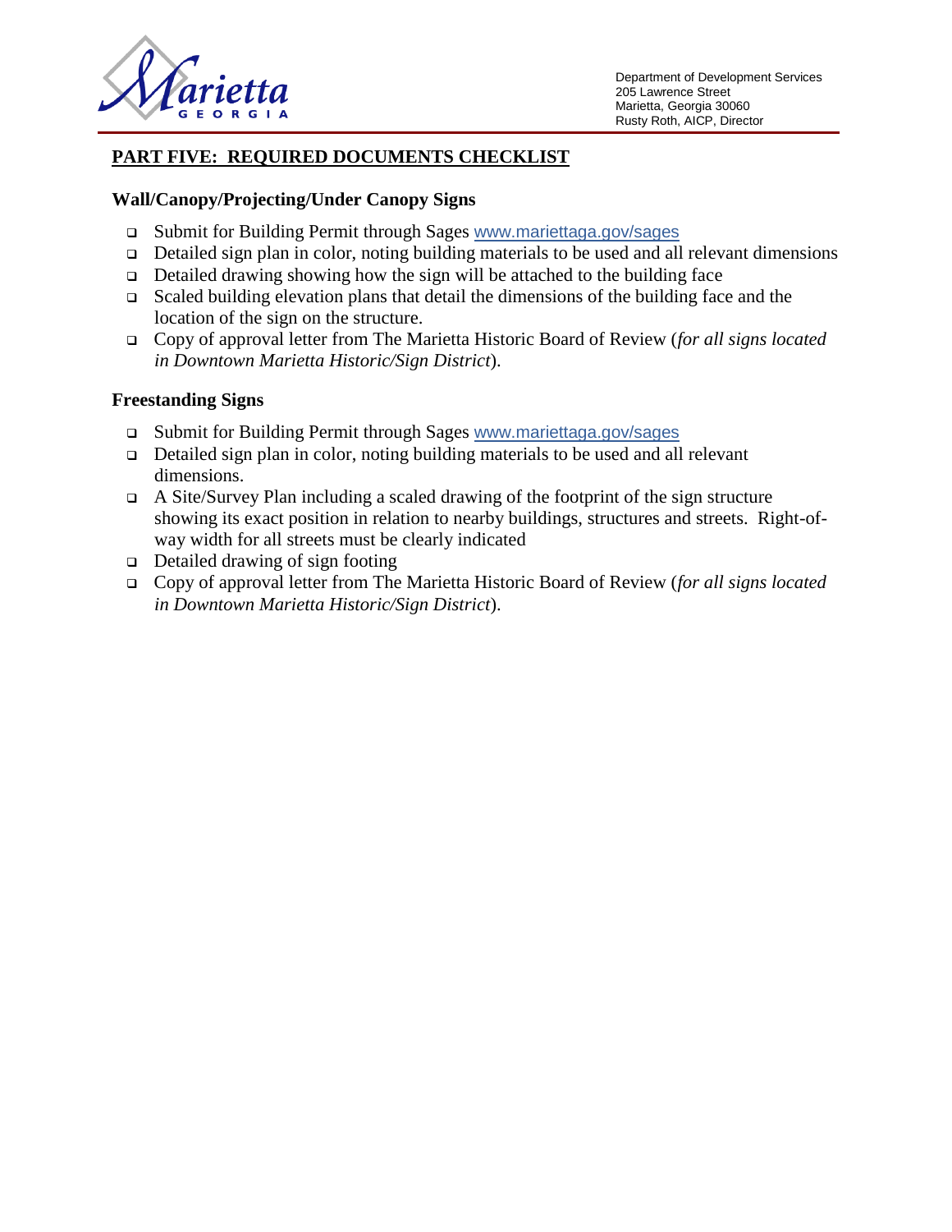Department of Development Services
205 Lawrence Street
Marietta, Georgia 30060
Rusty Roth, AICP, Director

## PART FIVE: REQUIRED DOCUMENTS CHECKLIST

### Wall/Canopy/Projecting/Under Canopy Signs

- Submit for Building Permit through Sages www.mariettaga.gov/sages
- Detailed sign plan in color, noting building materials to be used and all relevant dimensions
- Detailed drawing showing how the sign will be attached to the building face
- Scaled building elevation plans that detail the dimensions of the building face and the location of the sign on the structure.
- Copy of approval letter from The Marietta Historic Board of Review (*for all signs located in Downtown Marietta Historic/Sign District*).

### Freestanding Signs

- Submit for Building Permit through Sages www.mariettaga.gov/sages
- Detailed sign plan in color, noting building materials to be used and all relevant dimensions.
- A Site/Survey Plan including a scaled drawing of the footprint of the sign structure showing its exact position in relation to nearby buildings, structures and streets. Right-of-way width for all streets must be clearly indicated
- Detailed drawing of sign footing
- Copy of approval letter from The Marietta Historic Board of Review (*for all signs located in Downtown Marietta Historic/Sign District*).